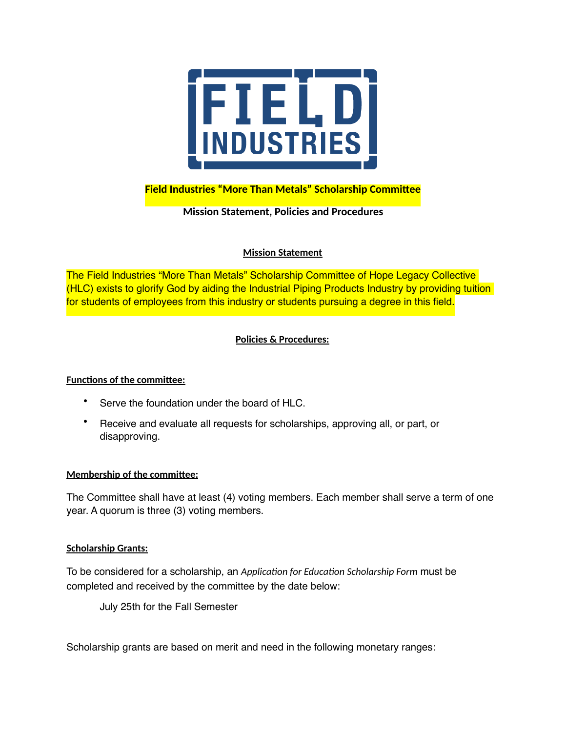# Field Industries "More Than Metals" Scholarship Committee

## Mission Statement, Policies and Procedures

### Mission Statement

The Field Industries "More Than Metals" Scholarship Committee of Hope Legacy Collective (HLC) exists to glorify God by aiding the Industrial Piping Products Industry by providing tuition for students of employees from this industry or students pursuing a degree in this field.

### Policies & Procedures:

**Functions of the committee:**

- Serve the foundation under the board of HLC.
- Receive and evaluate all requests for scholarships, approving all, or part, or disapproving.

**Membership of the committee:**

The Committee shall have at least (4) voting members. Each member shall serve a term of one year. A quorum is three (3) voting members.

**Scholarship Grants:**

To be considered for a scholarship, an *Application for Education Scholarship Form* must be completed and received by the committee by the date below:

July 25th for the Fall Semester

Scholarship grants are based on merit and need in the following monetary ranges: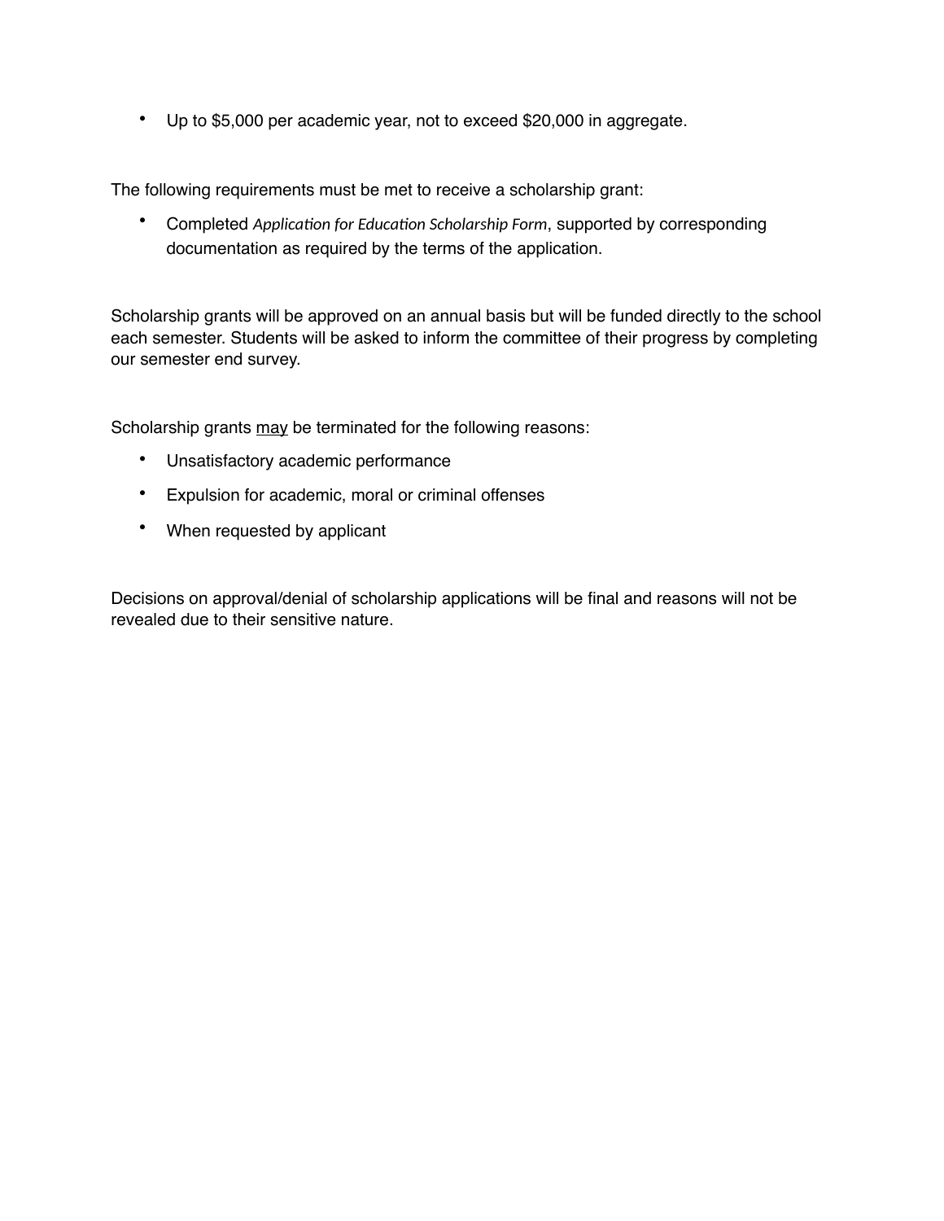- Up to $5,000 per academic year, not to exceed $20,000 in aggregate.

The following requirements must be met to receive a scholarship grant:

- Completed *Application for Education Scholarship Form*, supported by corresponding documentation as required by the terms of the application.

Scholarship grants will be approved on an annual basis but will be funded directly to the school each semester. Students will be asked to inform the committee of their progress by completing our semester end survey.

Scholarship grants <u>may</u> be terminated for the following reasons:

- Unsatisfactory academic performance
- Expulsion for academic, moral or criminal offenses
- When requested by applicant

Decisions on approval/denial of scholarship applications will be final and reasons will not be revealed due to their sensitive nature.